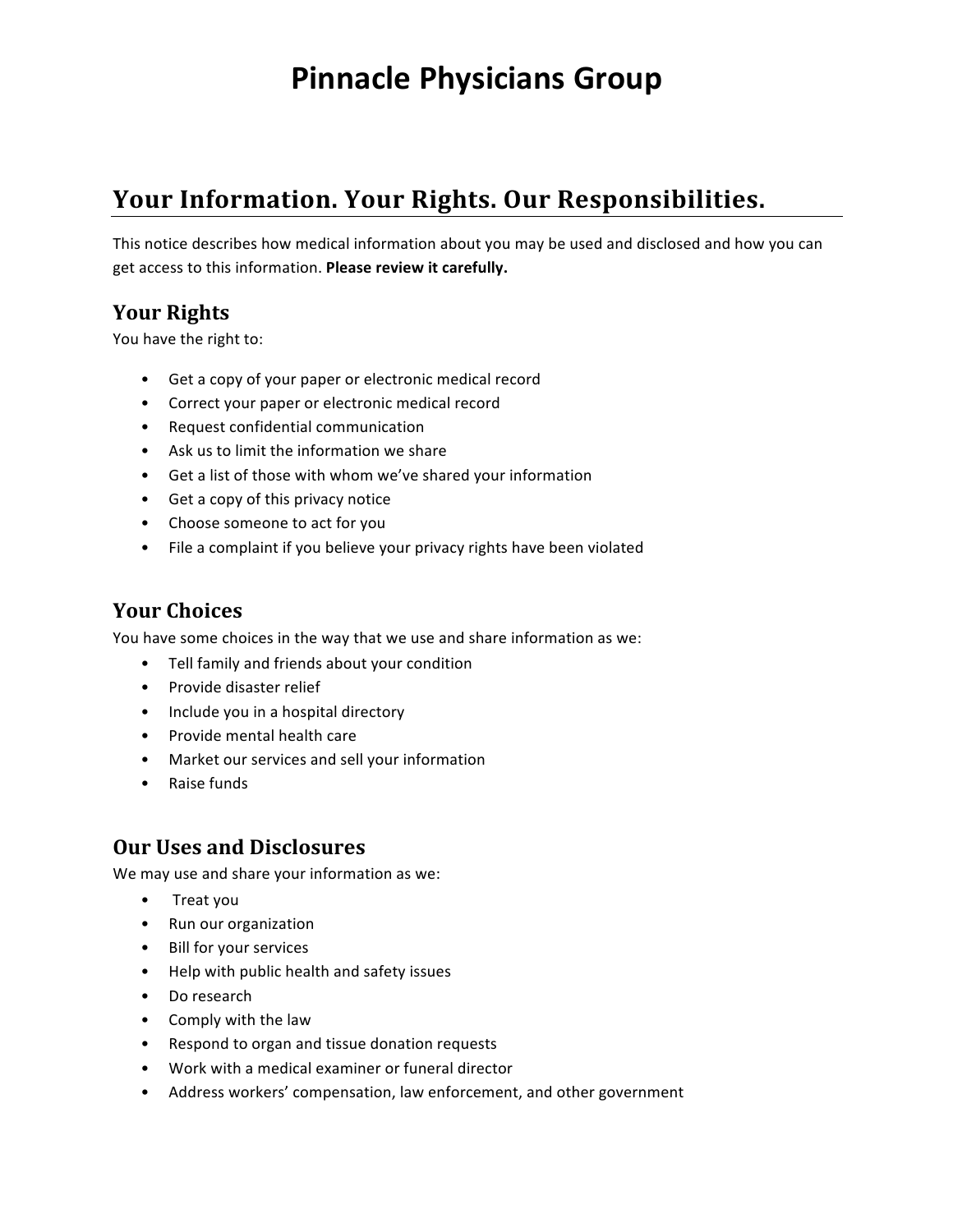# Pinnacle Physicians Group

## Your Information. Your Rights. Our Responsibilities.

This notice describes how medical information about you may be used and disclosed and how you can get access to this information. **Please review it carefully.**

### Your Rights

You have the right to:

- Get a copy of your paper or electronic medical record
- Correct your paper or electronic medical record
- Request confidential communication
- Ask us to limit the information we share
- Get a list of those with whom we've shared your information
- Get a copy of this privacy notice
- Choose someone to act for you
- File a complaint if you believe your privacy rights have been violated

### Your Choices

You have some choices in the way that we use and share information as we:

- Tell family and friends about your condition
- Provide disaster relief
- Include you in a hospital directory
- Provide mental health care
- Market our services and sell your information
- Raise funds

### Our Uses and Disclosures

We may use and share your information as we:

- Treat you
- Run our organization
- Bill for your services
- Help with public health and safety issues
- Do research
- Comply with the law
- Respond to organ and tissue donation requests
- Work with a medical examiner or funeral director
- Address workers' compensation, law enforcement, and other government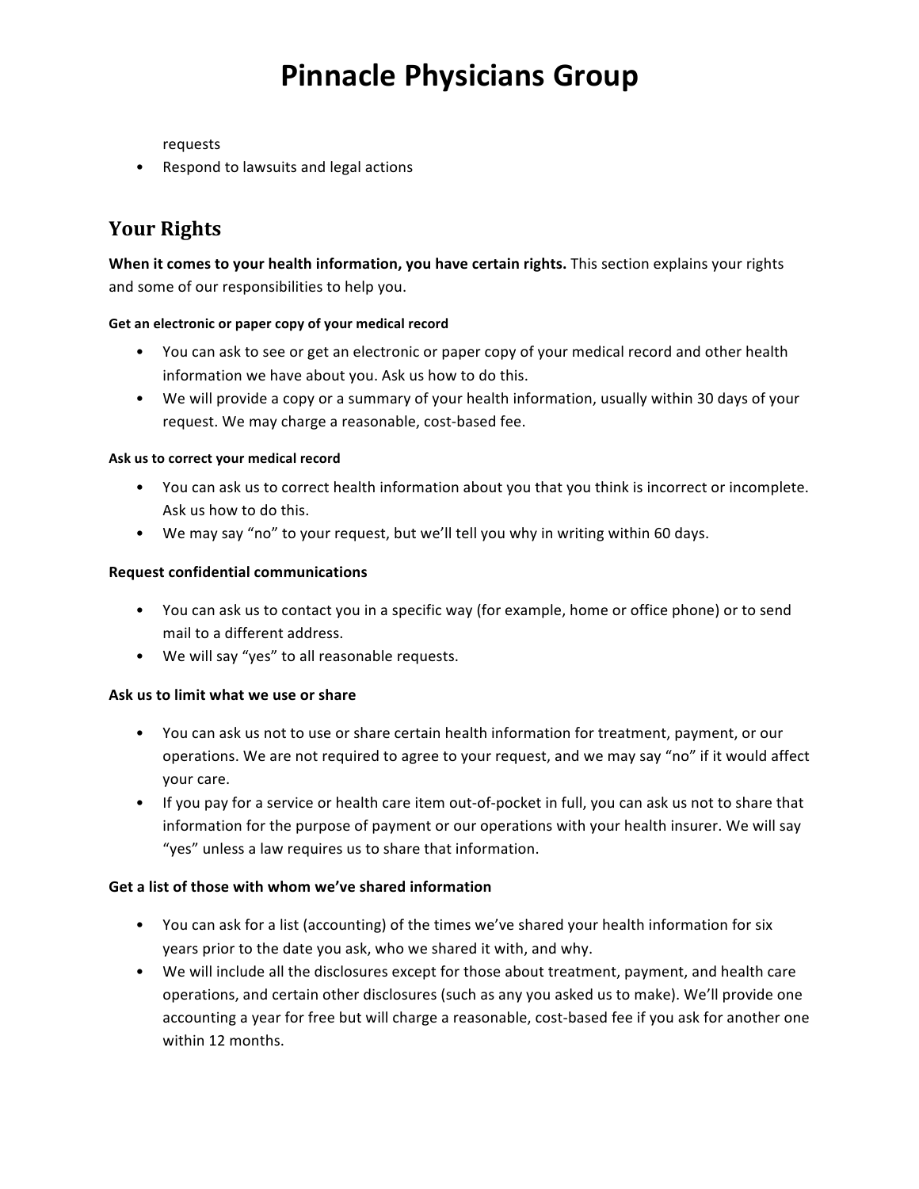requests
- Respond to lawsuits and legal actions

## Your Rights

**When it comes to your health information, you have certain rights.** This section explains your rights and some of our responsibilities to help you.

#### Get an electronic or paper copy of your medical record

- You can ask to see or get an electronic or paper copy of your medical record and other health information we have about you. Ask us how to do this.
- We will provide a copy or a summary of your health information, usually within 30 days of your request. We may charge a reasonable, cost-based fee.

#### Ask us to correct your medical record

- You can ask us to correct health information about you that you think is incorrect or incomplete. Ask us how to do this.
- We may say "no" to your request, but we'll tell you why in writing within 60 days.

#### Request confidential communications

- You can ask us to contact you in a specific way (for example, home or office phone) or to send mail to a different address.
- We will say "yes" to all reasonable requests.

#### Ask us to limit what we use or share

- You can ask us not to use or share certain health information for treatment, payment, or our operations. We are not required to agree to your request, and we may say "no" if it would affect your care.
- If you pay for a service or health care item out-of-pocket in full, you can ask us not to share that information for the purpose of payment or our operations with your health insurer. We will say "yes" unless a law requires us to share that information.

#### Get a list of those with whom we've shared information

- You can ask for a list (accounting) of the times we've shared your health information for six years prior to the date you ask, who we shared it with, and why.
- We will include all the disclosures except for those about treatment, payment, and health care operations, and certain other disclosures (such as any you asked us to make). We'll provide one accounting a year for free but will charge a reasonable, cost-based fee if you ask for another one within 12 months.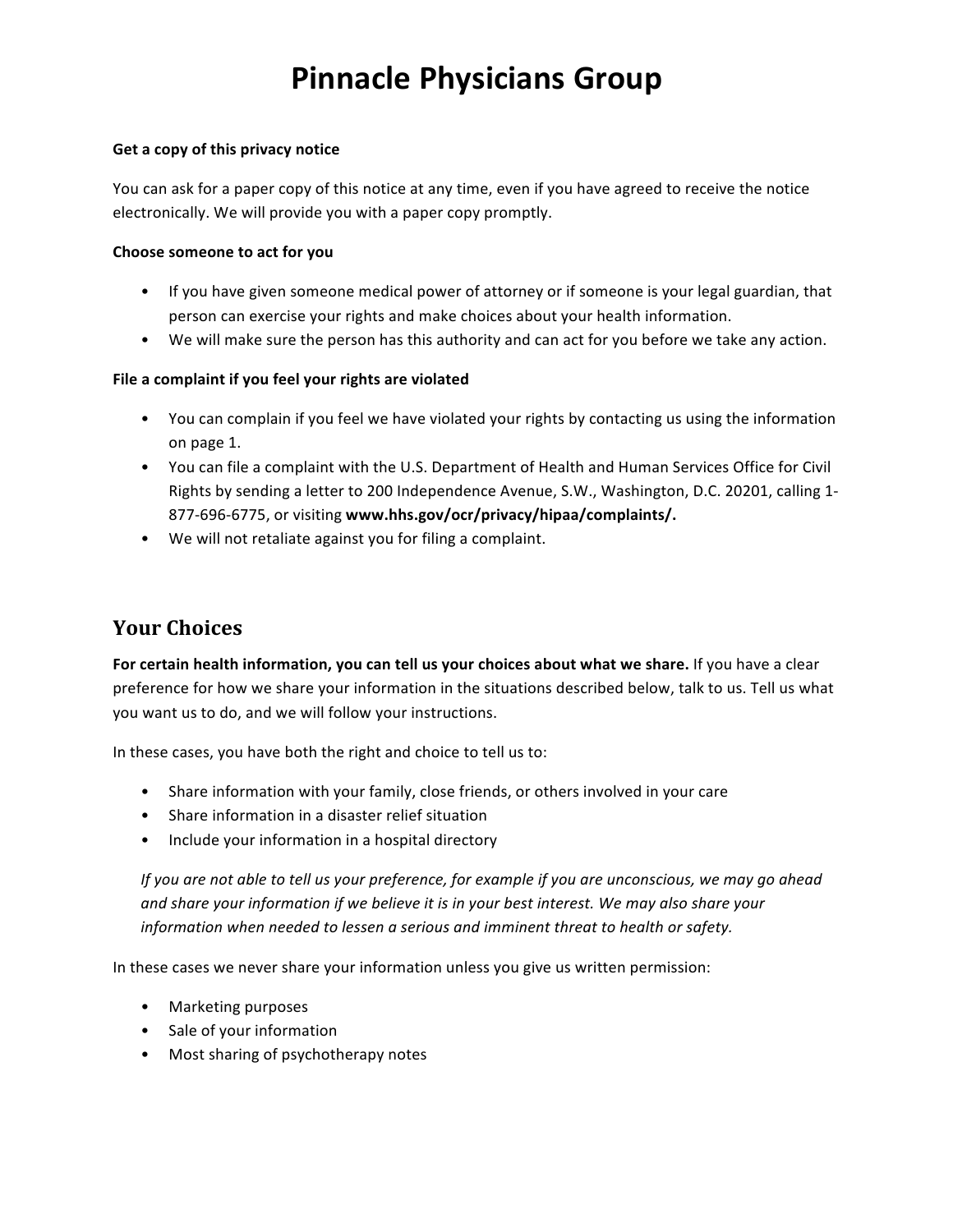# Pinnacle Physicians Group

**Get a copy of this privacy notice**

You can ask for a paper copy of this notice at any time, even if you have agreed to receive the notice electronically. We will provide you with a paper copy promptly.

**Choose someone to act for you**

- If you have given someone medical power of attorney or if someone is your legal guardian, that person can exercise your rights and make choices about your health information.
- We will make sure the person has this authority and can act for you before we take any action.

**File a complaint if you feel your rights are violated**

- You can complain if you feel we have violated your rights by contacting us using the information on page 1.
- You can file a complaint with the U.S. Department of Health and Human Services Office for Civil Rights by sending a letter to 200 Independence Avenue, S.W., Washington, D.C. 20201, calling 1-877-696-6775, or visiting **www.hhs.gov/ocr/privacy/hipaa/complaints/.**
- We will not retaliate against you for filing a complaint.

## Your Choices

**For certain health information, you can tell us your choices about what we share.** If you have a clear preference for how we share your information in the situations described below, talk to us. Tell us what you want us to do, and we will follow your instructions.

In these cases, you have both the right and choice to tell us to:

- Share information with your family, close friends, or others involved in your care
- Share information in a disaster relief situation
- Include your information in a hospital directory

*If you are not able to tell us your preference, for example if you are unconscious, we may go ahead and share your information if we believe it is in your best interest. We may also share your information when needed to lessen a serious and imminent threat to health or safety.*

In these cases we never share your information unless you give us written permission:

- Marketing purposes
- Sale of your information
- Most sharing of psychotherapy notes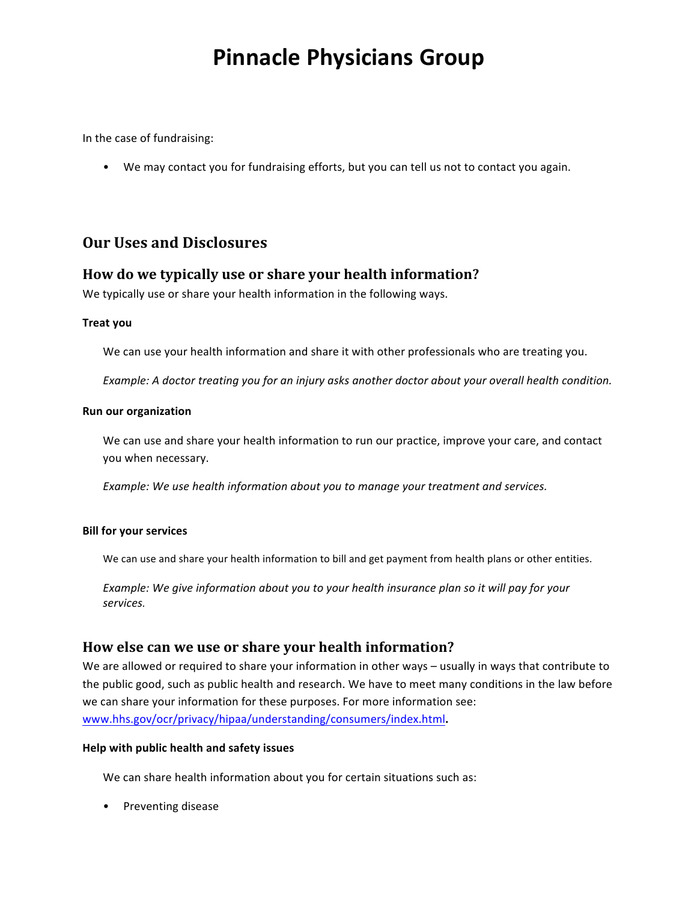# Pinnacle Physicians Group

In the case of fundraising:

- We may contact you for fundraising efforts, but you can tell us not to contact you again.

## Our Uses and Disclosures

### How do we typically use or share your health information?

We typically use or share your health information in the following ways.

**Treat you**

We can use your health information and share it with other professionals who are treating you.

*Example: A doctor treating you for an injury asks another doctor about your overall health condition.*

**Run our organization**

We can use and share your health information to run our practice, improve your care, and contact you when necessary.

*Example: We use health information about you to manage your treatment and services.*

**Bill for your services**

We can use and share your health information to bill and get payment from health plans or other entities.

*Example: We give information about you to your health insurance plan so it will pay for your services.*

### How else can we use or share your health information?

We are allowed or required to share your information in other ways – usually in ways that contribute to the public good, such as public health and research. We have to meet many conditions in the law before we can share your information for these purposes. For more information see: www.hhs.gov/ocr/privacy/hipaa/understanding/consumers/index.html.

**Help with public health and safety issues**

We can share health information about you for certain situations such as:

- Preventing disease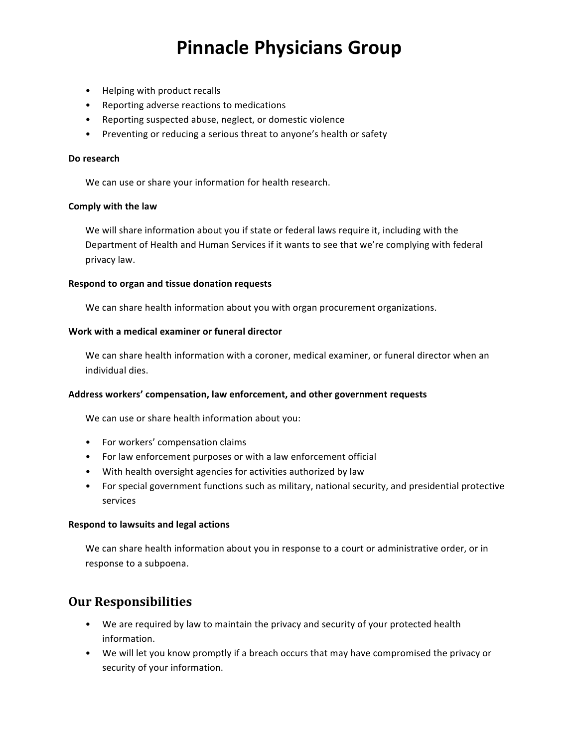# Pinnacle Physicians Group

- Helping with product recalls
- Reporting adverse reactions to medications
- Reporting suspected abuse, neglect, or domestic violence
- Preventing or reducing a serious threat to anyone's health or safety

**Do research**

We can use or share your information for health research.

**Comply with the law**

We will share information about you if state or federal laws require it, including with the Department of Health and Human Services if it wants to see that we're complying with federal privacy law.

**Respond to organ and tissue donation requests**

We can share health information about you with organ procurement organizations.

**Work with a medical examiner or funeral director**

We can share health information with a coroner, medical examiner, or funeral director when an individual dies.

**Address workers' compensation, law enforcement, and other government requests**

We can use or share health information about you:

- For workers' compensation claims
- For law enforcement purposes or with a law enforcement official
- With health oversight agencies for activities authorized by law
- For special government functions such as military, national security, and presidential protective services

**Respond to lawsuits and legal actions**

We can share health information about you in response to a court or administrative order, or in response to a subpoena.

## Our Responsibilities

- We are required by law to maintain the privacy and security of your protected health information.
- We will let you know promptly if a breach occurs that may have compromised the privacy or security of your information.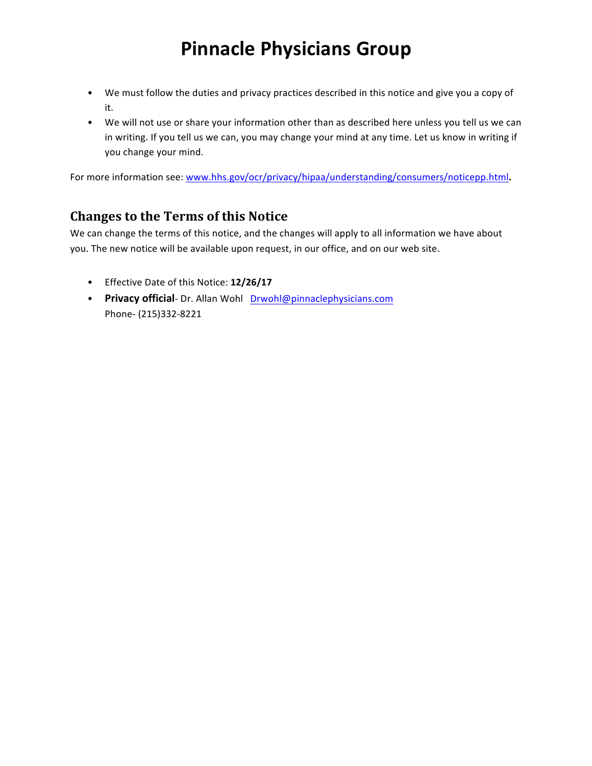# Pinnacle Physicians Group

- We must follow the duties and privacy practices described in this notice and give you a copy of it.
- We will not use or share your information other than as described here unless you tell us we can in writing. If you tell us we can, you may change your mind at any time. Let us know in writing if you change your mind.

For more information see: www.hhs.gov/ocr/privacy/hipaa/understanding/consumers/noticepp.html.

## Changes to the Terms of this Notice

We can change the terms of this notice, and the changes will apply to all information we have about you. The new notice will be available upon request, in our office, and on our web site.

- Effective Date of this Notice: **12/26/17**
- **Privacy official**- Dr. Allan Wohl Drwohl@pinnaclephysicians.com
  Phone- (215)332-8221